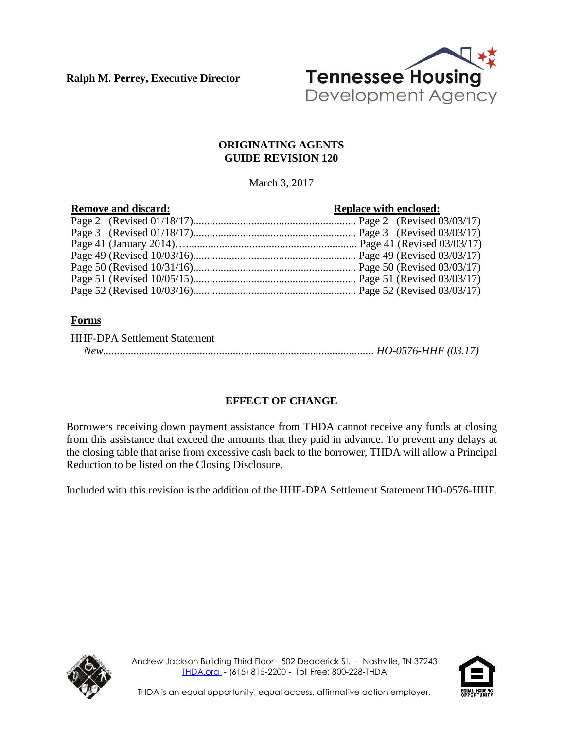**Ralph M. Perrey, Executive Director**

Tennessee Housing Development Agency

## ORIGINATING AGENTS GUIDE REVISION 120

March 3, 2017

| Remove and discard: | Replace with enclosed: |
|---|---|
| Page 2 (Revised 01/18/17) | Page 2 (Revised 03/03/17) |
| Page 3 (Revised 01/18/17) | Page 3 (Revised 03/03/17) |
| Page 41 (January 2014) | Page 41 (Revised 03/03/17) |
| Page 49 (Revised 10/03/16) | Page 49 (Revised 03/03/17) |
| Page 50 (Revised 10/31/16) | Page 50 (Revised 03/03/17) |
| Page 51 (Revised 10/05/15) | Page 51 (Revised 03/03/17) |
| Page 52 (Revised 10/03/16) | Page 52 (Revised 03/03/17) |

**Forms**

HHF-DPA Settlement Statement

*New................................................................................................ HO-0576-HHF (03.17)*

## EFFECT OF CHANGE

Borrowers receiving down payment assistance from THDA cannot receive any funds at closing from this assistance that exceed the amounts that they paid in advance. To prevent any delays at the closing table that arise from excessive cash back to the borrower, THDA will allow a Principal Reduction to be listed on the Closing Disclosure.

Included with this revision is the addition of the HHF-DPA Settlement Statement HO-0576-HHF.

Andrew Jackson Building Third Floor - 502 Deaderick St. - Nashville, TN 37243
THDA.org - (615) 815-2200 - Toll Free: 800-228-THDA

THDA is an equal opportunity, equal access, affirmative action employer.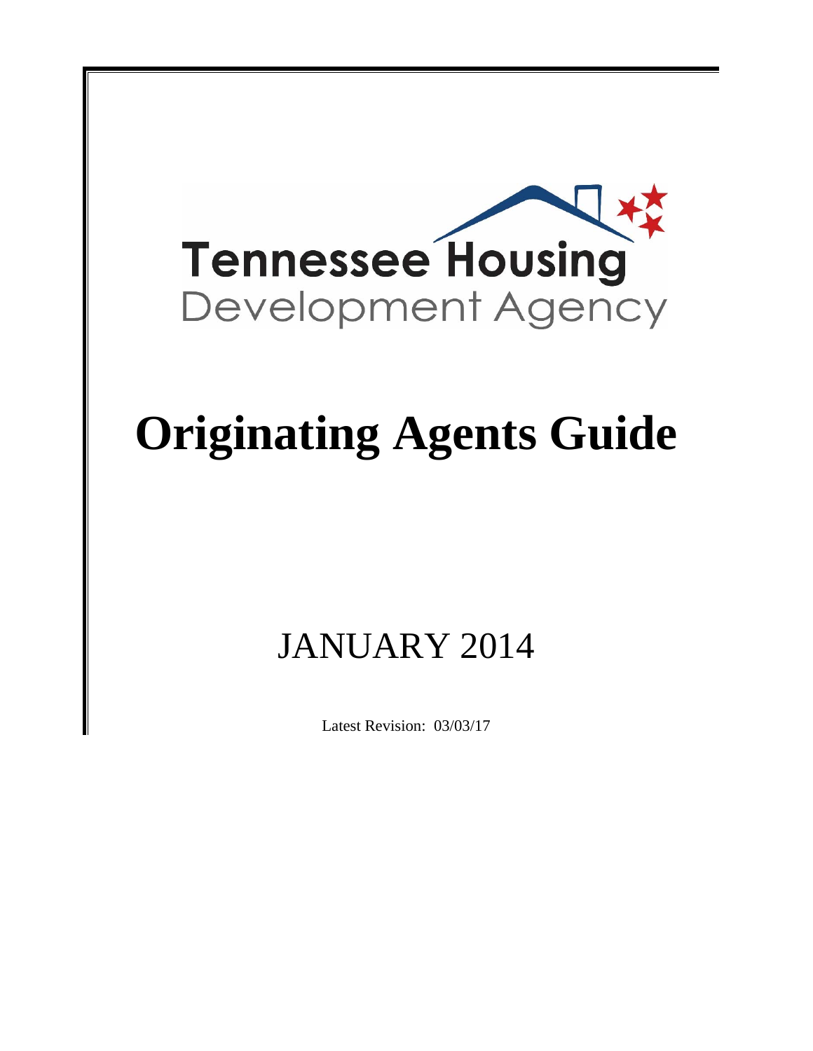Tennessee Housing
Development Agency

# Originating Agents Guide

## JANUARY 2014

Latest Revision: 03/03/17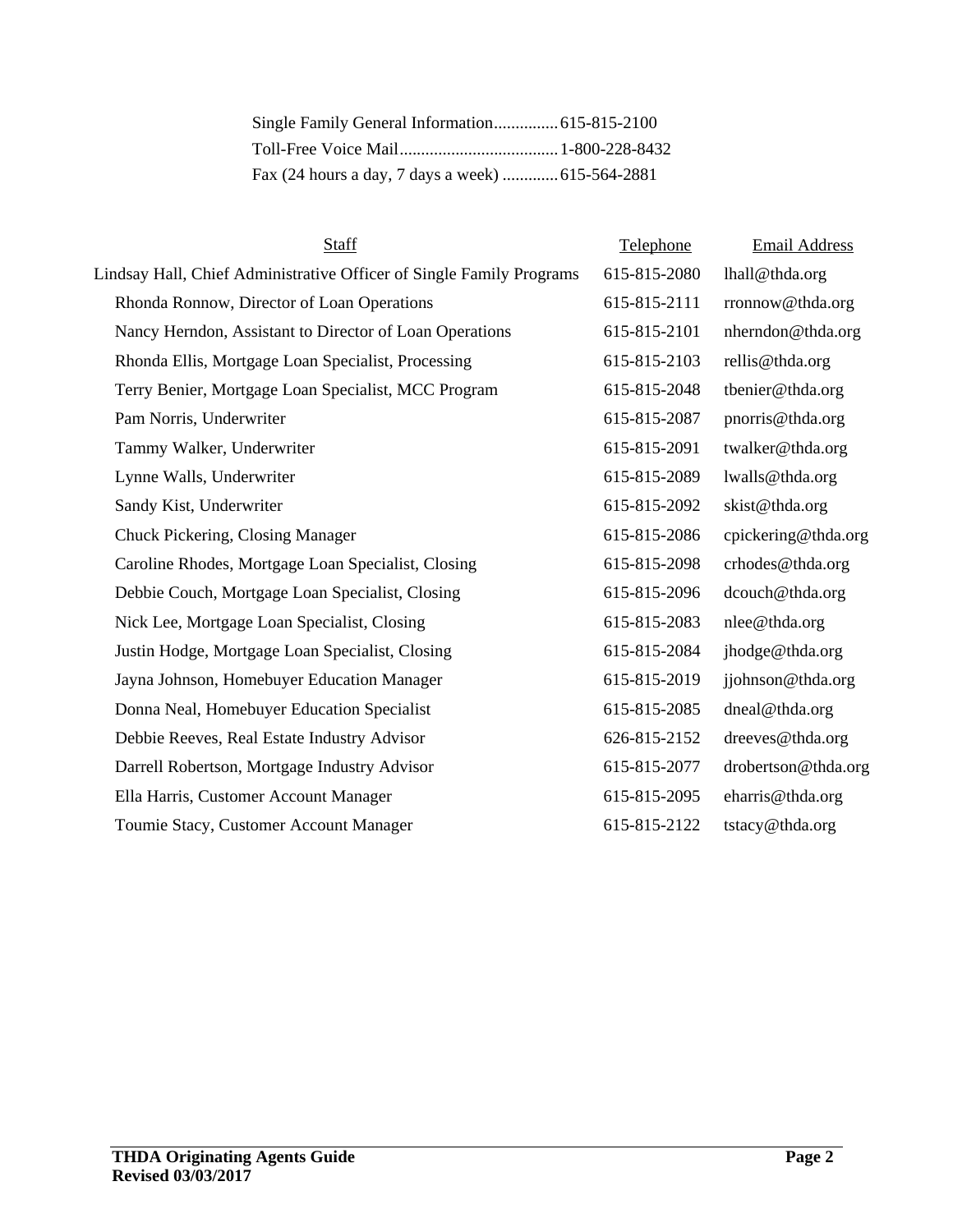Single Family General Information ............ 615-815-2100
Toll-Free Voice Mail ............ 1-800-228-8432
Fax (24 hours a day, 7 days a week) ............ 615-564-2881

| Staff | Telephone | Email Address |
| --- | --- | --- |
| Lindsay Hall, Chief Administrative Officer of Single Family Programs | 615-815-2080 | lhall@thda.org |
| Rhonda Ronnow, Director of Loan Operations | 615-815-2111 | rronnow@thda.org |
| Nancy Herndon, Assistant to Director of Loan Operations | 615-815-2101 | nherndon@thda.org |
| Rhonda Ellis, Mortgage Loan Specialist, Processing | 615-815-2103 | rellis@thda.org |
| Terry Benier, Mortgage Loan Specialist, MCC Program | 615-815-2048 | tbenier@thda.org |
| Pam Norris, Underwriter | 615-815-2087 | pnorris@thda.org |
| Tammy Walker, Underwriter | 615-815-2091 | twalker@thda.org |
| Lynne Walls, Underwriter | 615-815-2089 | lwalls@thda.org |
| Sandy Kist, Underwriter | 615-815-2092 | skist@thda.org |
| Chuck Pickering, Closing Manager | 615-815-2086 | cpickering@thda.org |
| Caroline Rhodes, Mortgage Loan Specialist, Closing | 615-815-2098 | crhodes@thda.org |
| Debbie Couch, Mortgage Loan Specialist, Closing | 615-815-2096 | dcouch@thda.org |
| Nick Lee, Mortgage Loan Specialist, Closing | 615-815-2083 | nlee@thda.org |
| Justin Hodge, Mortgage Loan Specialist, Closing | 615-815-2084 | jhodge@thda.org |
| Jayna Johnson, Homebuyer Education Manager | 615-815-2019 | jjohnson@thda.org |
| Donna Neal, Homebuyer Education Specialist | 615-815-2085 | dneal@thda.org |
| Debbie Reeves, Real Estate Industry Advisor | 626-815-2152 | dreeves@thda.org |
| Darrell Robertson, Mortgage Industry Advisor | 615-815-2077 | drobertson@thda.org |
| Ella Harris, Customer Account Manager | 615-815-2095 | eharris@thda.org |
| Toumie Stacy, Customer Account Manager | 615-815-2122 | tstacy@thda.org |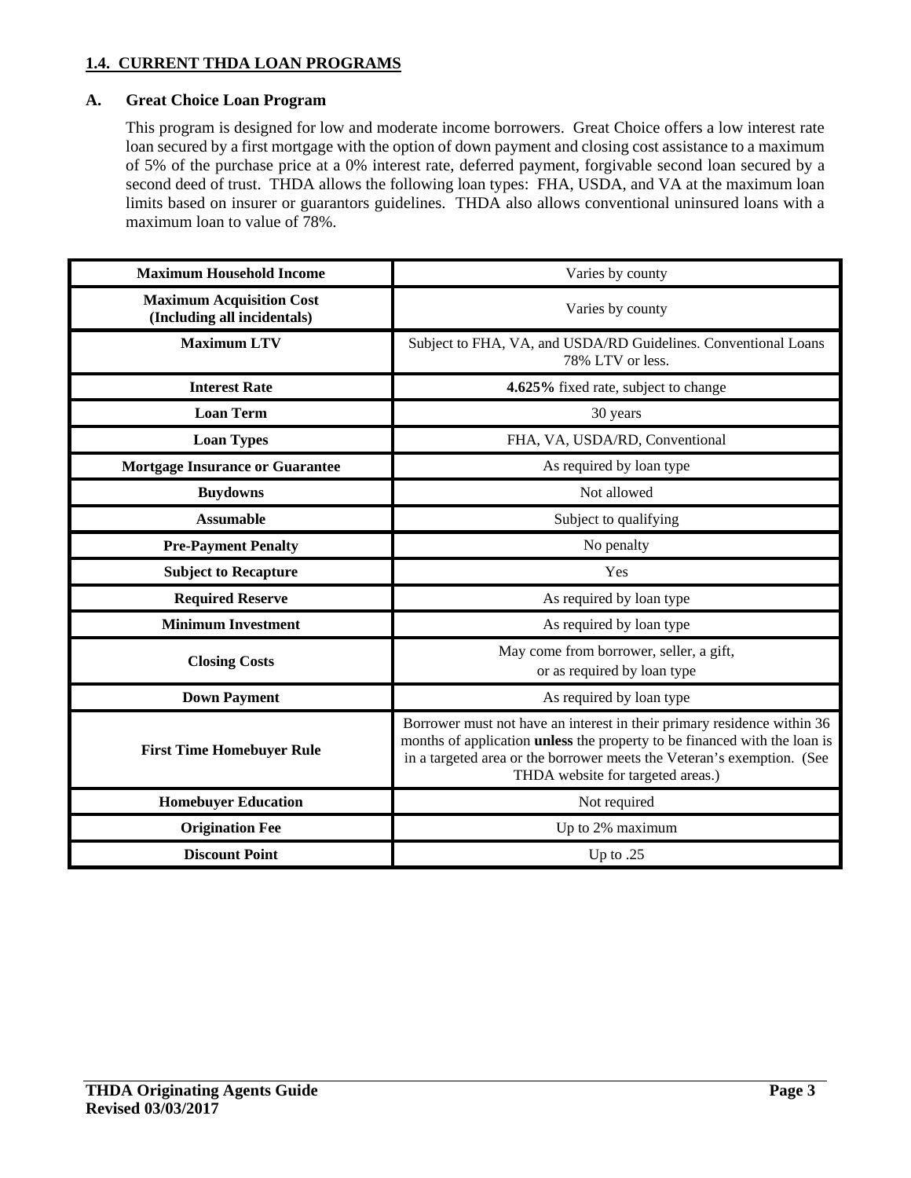## 1.4. CURRENT THDA LOAN PROGRAMS

### A. Great Choice Loan Program

This program is designed for low and moderate income borrowers. Great Choice offers a low interest rate loan secured by a first mortgage with the option of down payment and closing cost assistance to a maximum of 5% of the purchase price at a 0% interest rate, deferred payment, forgivable second loan secured by a second deed of trust. THDA allows the following loan types: FHA, USDA, and VA at the maximum loan limits based on insurer or guarantors guidelines. THDA also allows conventional uninsured loans with a maximum loan to value of 78%.

| | |
|---|---|
| **Maximum Household Income** | Varies by county |
| **Maximum Acquisition Cost (Including all incidentals)** | Varies by county |
| **Maximum LTV** | Subject to FHA, VA, and USDA/RD Guidelines. Conventional Loans 78% LTV or less. |
| **Interest Rate** | **4.625%** fixed rate, subject to change |
| **Loan Term** | 30 years |
| **Loan Types** | FHA, VA, USDA/RD, Conventional |
| **Mortgage Insurance or Guarantee** | As required by loan type |
| **Buydowns** | Not allowed |
| **Assumable** | Subject to qualifying |
| **Pre-Payment Penalty** | No penalty |
| **Subject to Recapture** | Yes |
| **Required Reserve** | As required by loan type |
| **Minimum Investment** | As required by loan type |
| **Closing Costs** | May come from borrower, seller, a gift, or as required by loan type |
| **Down Payment** | As required by loan type |
| **First Time Homebuyer Rule** | Borrower must not have an interest in their primary residence within 36 months of application **unless** the property to be financed with the loan is in a targeted area or the borrower meets the Veteran's exemption. (See THDA website for targeted areas.) |
| **Homebuyer Education** | Not required |
| **Origination Fee** | Up to 2% maximum |
| **Discount Point** | Up to .25 |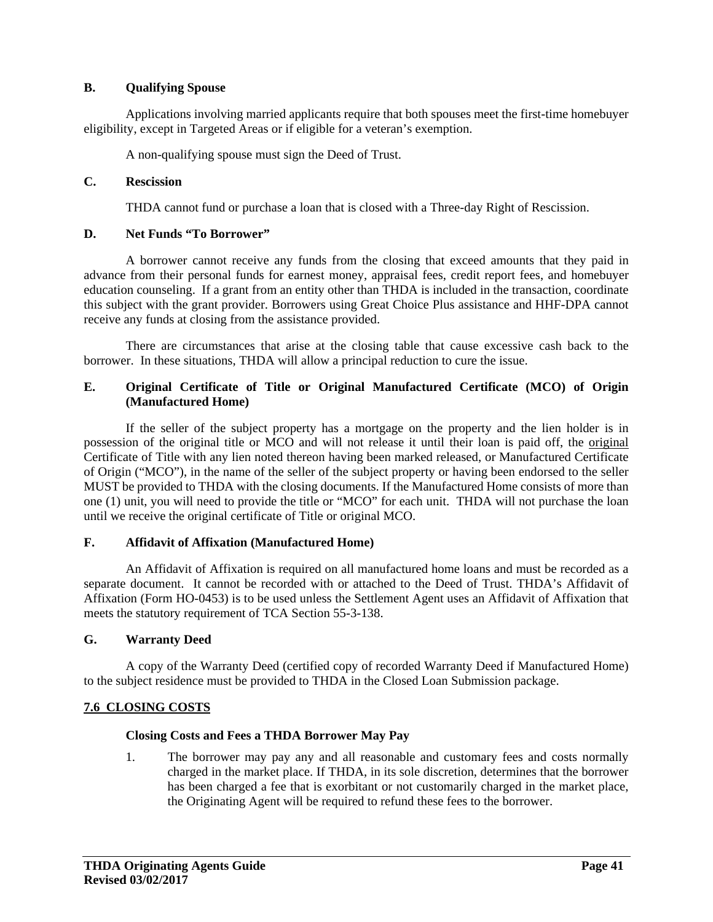### B. Qualifying Spouse

Applications involving married applicants require that both spouses meet the first-time homebuyer eligibility, except in Targeted Areas or if eligible for a veteran's exemption.

A non-qualifying spouse must sign the Deed of Trust.

### C. Rescission

THDA cannot fund or purchase a loan that is closed with a Three-day Right of Rescission.

### D. Net Funds "To Borrower"

A borrower cannot receive any funds from the closing that exceed amounts that they paid in advance from their personal funds for earnest money, appraisal fees, credit report fees, and homebuyer education counseling. If a grant from an entity other than THDA is included in the transaction, coordinate this subject with the grant provider. Borrowers using Great Choice Plus assistance and HHF-DPA cannot receive any funds at closing from the assistance provided.

There are circumstances that arise at the closing table that cause excessive cash back to the borrower. In these situations, THDA will allow a principal reduction to cure the issue.

### E. Original Certificate of Title or Original Manufactured Certificate (MCO) of Origin (Manufactured Home)

If the seller of the subject property has a mortgage on the property and the lien holder is in possession of the original title or MCO and will not release it until their loan is paid off, the original Certificate of Title with any lien noted thereon having been marked released, or Manufactured Certificate of Origin ("MCO"), in the name of the seller of the subject property or having been endorsed to the seller MUST be provided to THDA with the closing documents. If the Manufactured Home consists of more than one (1) unit, you will need to provide the title or "MCO" for each unit. THDA will not purchase the loan until we receive the original certificate of Title or original MCO.

### F. Affidavit of Affixation (Manufactured Home)

An Affidavit of Affixation is required on all manufactured home loans and must be recorded as a separate document. It cannot be recorded with or attached to the Deed of Trust. THDA's Affidavit of Affixation (Form HO-0453) is to be used unless the Settlement Agent uses an Affidavit of Affixation that meets the statutory requirement of TCA Section 55-3-138.

### G. Warranty Deed

A copy of the Warranty Deed (certified copy of recorded Warranty Deed if Manufactured Home) to the subject residence must be provided to THDA in the Closed Loan Submission package.

## 7.6 CLOSING COSTS

**Closing Costs and Fees a THDA Borrower May Pay**

1. The borrower may pay any and all reasonable and customary fees and costs normally charged in the market place. If THDA, in its sole discretion, determines that the borrower has been charged a fee that is exorbitant or not customarily charged in the market place, the Originating Agent will be required to refund these fees to the borrower.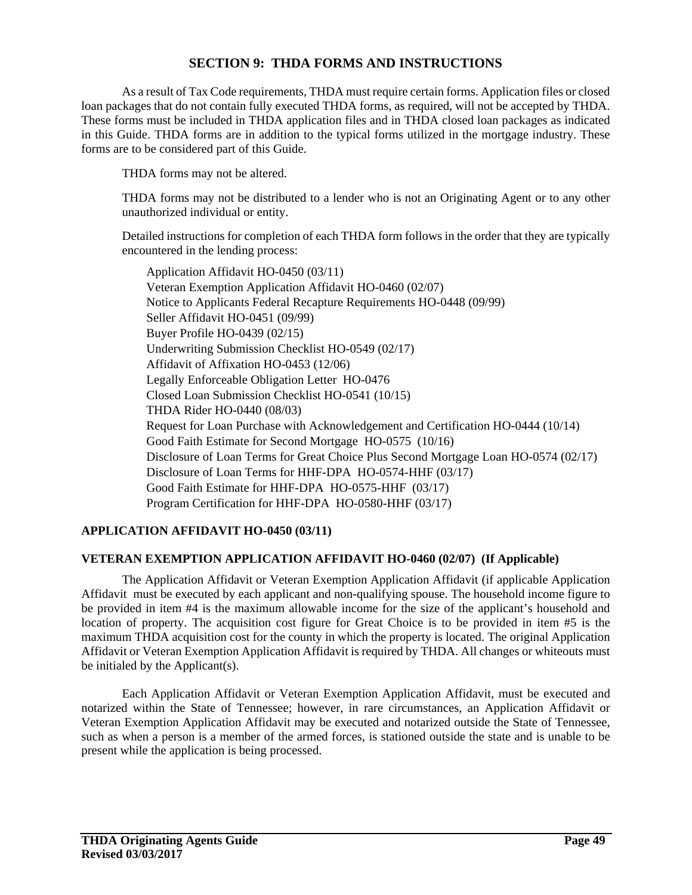## SECTION 9: THDA FORMS AND INSTRUCTIONS

As a result of Tax Code requirements, THDA must require certain forms. Application files or closed loan packages that do not contain fully executed THDA forms, as required, will not be accepted by THDA. These forms must be included in THDA application files and in THDA closed loan packages as indicated in this Guide. THDA forms are in addition to the typical forms utilized in the mortgage industry. These forms are to be considered part of this Guide.

THDA forms may not be altered.

THDA forms may not be distributed to a lender who is not an Originating Agent or to any other unauthorized individual or entity.

Detailed instructions for completion of each THDA form follows in the order that they are typically encountered in the lending process:

- Application Affidavit HO-0450 (03/11)
- Veteran Exemption Application Affidavit HO-0460 (02/07)
- Notice to Applicants Federal Recapture Requirements HO-0448 (09/99)
- Seller Affidavit HO-0451 (09/99)
- Buyer Profile HO-0439 (02/15)
- Underwriting Submission Checklist HO-0549 (02/17)
- Affidavit of Affixation HO-0453 (12/06)
- Legally Enforceable Obligation Letter HO-0476
- Closed Loan Submission Checklist HO-0541 (10/15)
- THDA Rider HO-0440 (08/03)
- Request for Loan Purchase with Acknowledgement and Certification HO-0444 (10/14)
- Good Faith Estimate for Second Mortgage HO-0575 (10/16)
- Disclosure of Loan Terms for Great Choice Plus Second Mortgage Loan HO-0574 (02/17)
- Disclosure of Loan Terms for HHF-DPA HO-0574-HHF (03/17)
- Good Faith Estimate for HHF-DPA HO-0575-HHF (03/17)
- Program Certification for HHF-DPA HO-0580-HHF (03/17)

### APPLICATION AFFIDAVIT HO-0450 (03/11)

### VETERAN EXEMPTION APPLICATION AFFIDAVIT HO-0460 (02/07) (If Applicable)

The Application Affidavit or Veteran Exemption Application Affidavit (if applicable Application Affidavit must be executed by each applicant and non-qualifying spouse. The household income figure to be provided in item #4 is the maximum allowable income for the size of the applicant's household and location of property. The acquisition cost figure for Great Choice is to be provided in item #5 is the maximum THDA acquisition cost for the county in which the property is located. The original Application Affidavit or Veteran Exemption Application Affidavit is required by THDA. All changes or whiteouts must be initialed by the Applicant(s).

Each Application Affidavit or Veteran Exemption Application Affidavit, must be executed and notarized within the State of Tennessee; however, in rare circumstances, an Application Affidavit or Veteran Exemption Application Affidavit may be executed and notarized outside the State of Tennessee, such as when a person is a member of the armed forces, is stationed outside the state and is unable to be present while the application is being processed.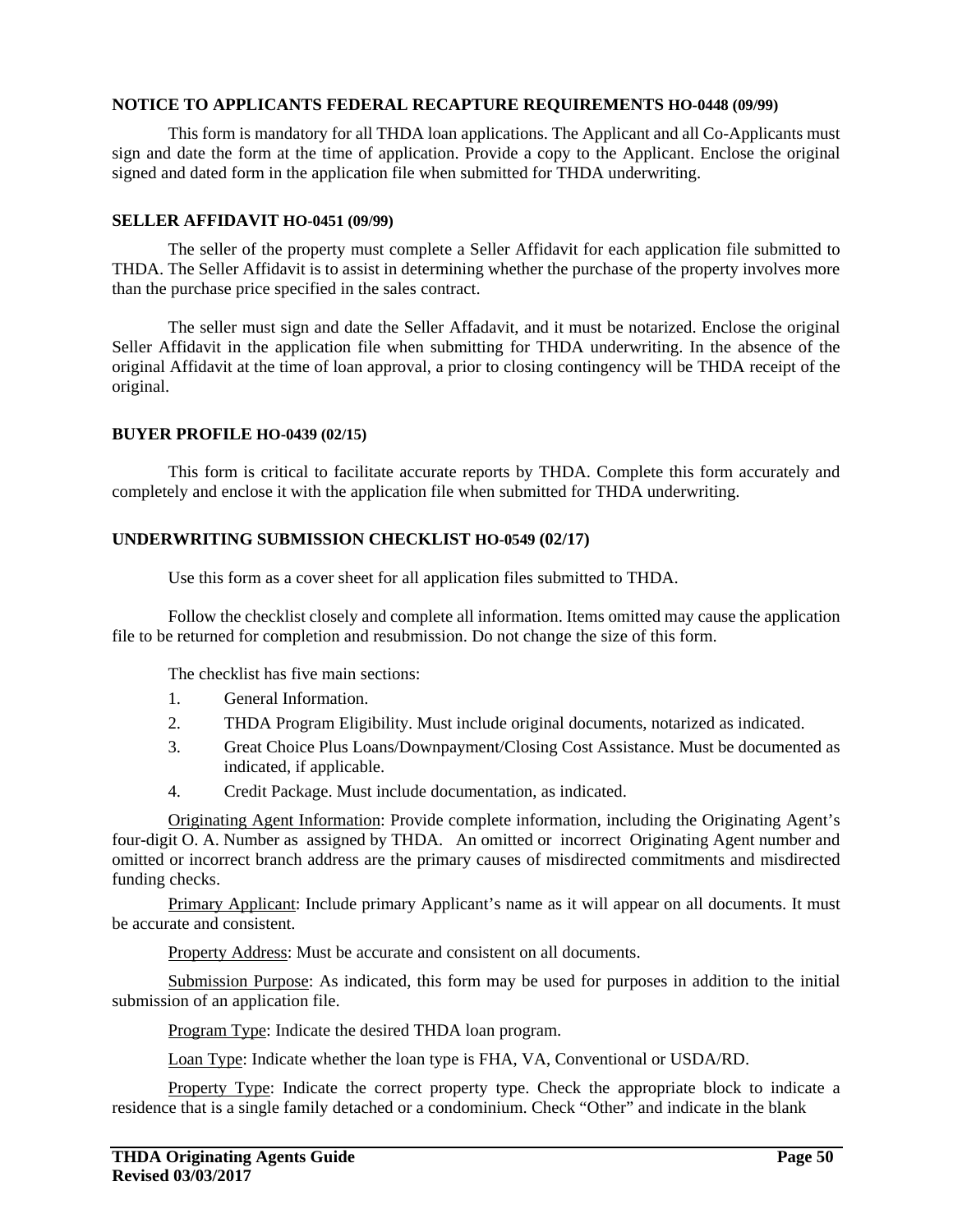**NOTICE TO APPLICANTS FEDERAL RECAPTURE REQUIREMENTS HO-0448 (09/99)**

This form is mandatory for all THDA loan applications. The Applicant and all Co-Applicants must sign and date the form at the time of application. Provide a copy to the Applicant. Enclose the original signed and dated form in the application file when submitted for THDA underwriting.

**SELLER AFFIDAVIT HO-0451 (09/99)**

The seller of the property must complete a Seller Affidavit for each application file submitted to THDA. The Seller Affidavit is to assist in determining whether the purchase of the property involves more than the purchase price specified in the sales contract.

The seller must sign and date the Seller Affadavit, and it must be notarized. Enclose the original Seller Affidavit in the application file when submitting for THDA underwriting. In the absence of the original Affidavit at the time of loan approval, a prior to closing contingency will be THDA receipt of the original.

**BUYER PROFILE HO-0439 (02/15)**

This form is critical to facilitate accurate reports by THDA. Complete this form accurately and completely and enclose it with the application file when submitted for THDA underwriting.

**UNDERWRITING SUBMISSION CHECKLIST HO-0549 (02/17)**

Use this form as a cover sheet for all application files submitted to THDA.

Follow the checklist closely and complete all information. Items omitted may cause the application file to be returned for completion and resubmission. Do not change the size of this form.

The checklist has five main sections:

1. General Information.
2. THDA Program Eligibility. Must include original documents, notarized as indicated.
3. Great Choice Plus Loans/Downpayment/Closing Cost Assistance. Must be documented as indicated, if applicable.
4. Credit Package. Must include documentation, as indicated.

Originating Agent Information: Provide complete information, including the Originating Agent's four-digit O. A. Number as assigned by THDA. An omitted or incorrect Originating Agent number and omitted or incorrect branch address are the primary causes of misdirected commitments and misdirected funding checks.

Primary Applicant: Include primary Applicant's name as it will appear on all documents. It must be accurate and consistent.

Property Address: Must be accurate and consistent on all documents.

Submission Purpose: As indicated, this form may be used for purposes in addition to the initial submission of an application file.

Program Type: Indicate the desired THDA loan program.

Loan Type: Indicate whether the loan type is FHA, VA, Conventional or USDA/RD.

Property Type: Indicate the correct property type. Check the appropriate block to indicate a residence that is a single family detached or a condominium. Check "Other" and indicate in the blank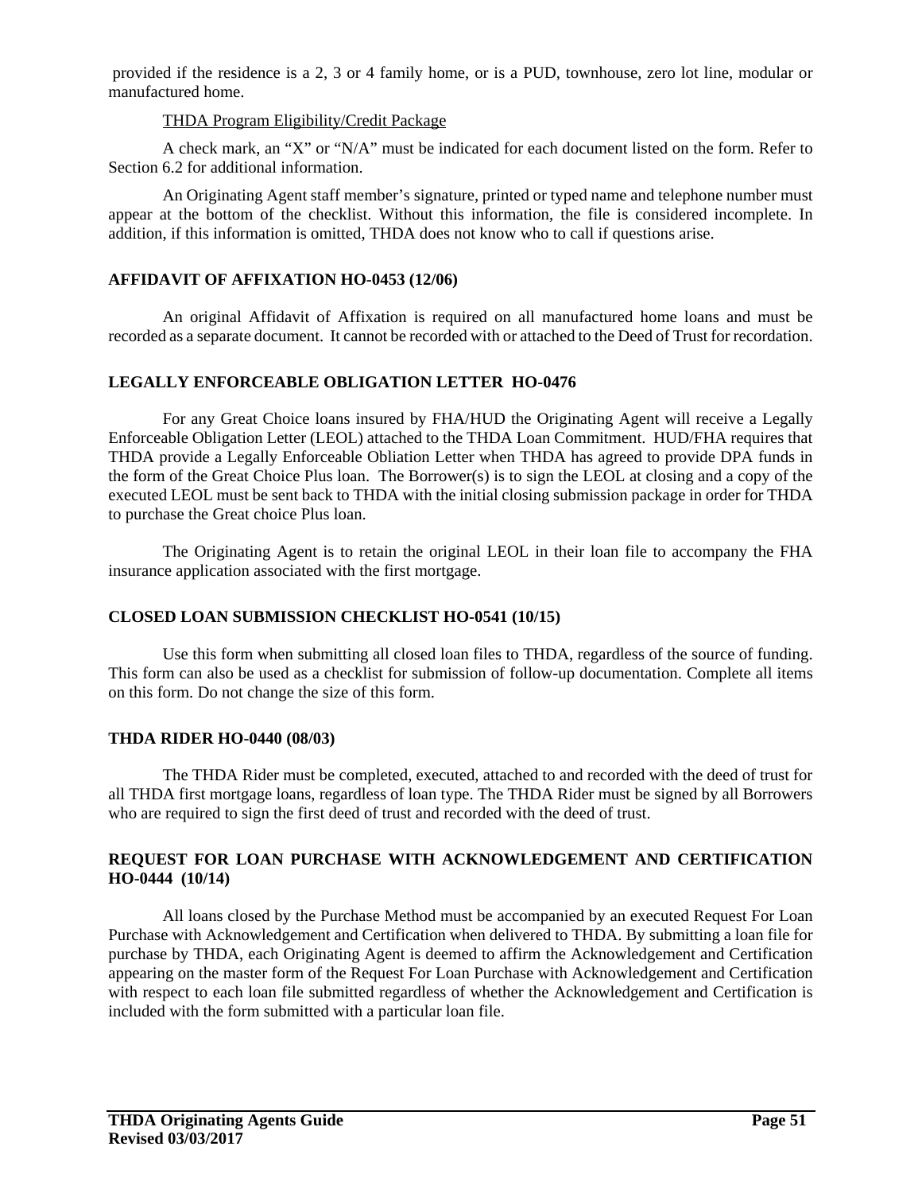provided if the residence is a 2, 3 or 4 family home, or is a PUD, townhouse, zero lot line, modular or manufactured home.

THDA Program Eligibility/Credit Package

A check mark, an "X" or "N/A" must be indicated for each document listed on the form. Refer to Section 6.2 for additional information.

An Originating Agent staff member's signature, printed or typed name and telephone number must appear at the bottom of the checklist. Without this information, the file is considered incomplete. In addition, if this information is omitted, THDA does not know who to call if questions arise.

**AFFIDAVIT OF AFFIXATION HO-0453 (12/06)**

An original Affidavit of Affixation is required on all manufactured home loans and must be recorded as a separate document. It cannot be recorded with or attached to the Deed of Trust for recordation.

**LEGALLY ENFORCEABLE OBLIGATION LETTER HO-0476**

For any Great Choice loans insured by FHA/HUD the Originating Agent will receive a Legally Enforceable Obligation Letter (LEOL) attached to the THDA Loan Commitment. HUD/FHA requires that THDA provide a Legally Enforceable Obliation Letter when THDA has agreed to provide DPA funds in the form of the Great Choice Plus loan. The Borrower(s) is to sign the LEOL at closing and a copy of the executed LEOL must be sent back to THDA with the initial closing submission package in order for THDA to purchase the Great choice Plus loan.

The Originating Agent is to retain the original LEOL in their loan file to accompany the FHA insurance application associated with the first mortgage.

**CLOSED LOAN SUBMISSION CHECKLIST HO-0541 (10/15)**

Use this form when submitting all closed loan files to THDA, regardless of the source of funding. This form can also be used as a checklist for submission of follow-up documentation. Complete all items on this form. Do not change the size of this form.

**THDA RIDER HO-0440 (08/03)**

The THDA Rider must be completed, executed, attached to and recorded with the deed of trust for all THDA first mortgage loans, regardless of loan type. The THDA Rider must be signed by all Borrowers who are required to sign the first deed of trust and recorded with the deed of trust.

**REQUEST FOR LOAN PURCHASE WITH ACKNOWLEDGEMENT AND CERTIFICATION HO-0444 (10/14)**

All loans closed by the Purchase Method must be accompanied by an executed Request For Loan Purchase with Acknowledgement and Certification when delivered to THDA. By submitting a loan file for purchase by THDA, each Originating Agent is deemed to affirm the Acknowledgement and Certification appearing on the master form of the Request For Loan Purchase with Acknowledgement and Certification with respect to each loan file submitted regardless of whether the Acknowledgement and Certification is included with the form submitted with a particular loan file.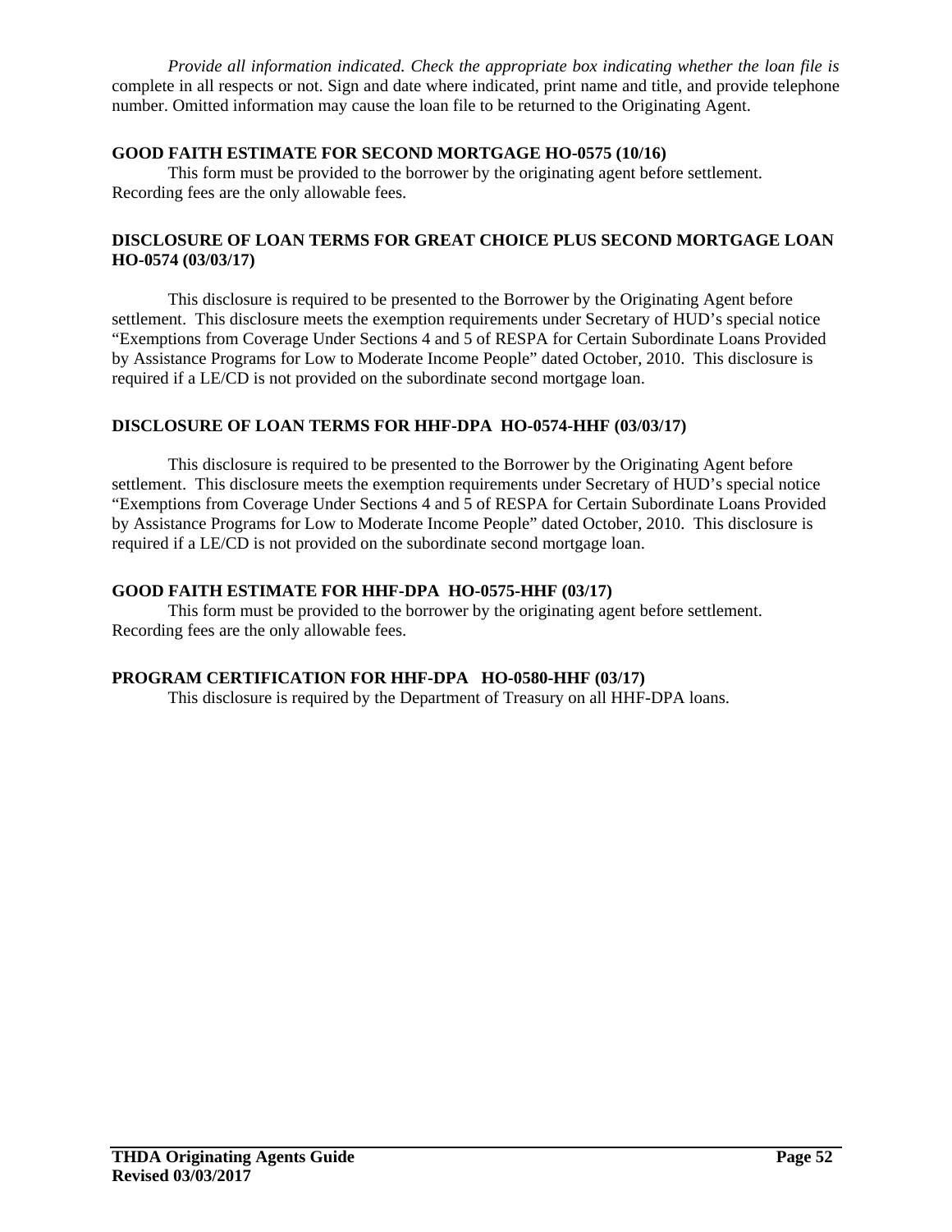*Provide all information indicated. Check the appropriate box indicating whether the loan file is* complete in all respects or not. Sign and date where indicated, print name and title, and provide telephone number. Omitted information may cause the loan file to be returned to the Originating Agent.

**GOOD FAITH ESTIMATE FOR SECOND MORTGAGE HO-0575 (10/16)**

This form must be provided to the borrower by the originating agent before settlement. Recording fees are the only allowable fees.

**DISCLOSURE OF LOAN TERMS FOR GREAT CHOICE PLUS SECOND MORTGAGE LOAN HO-0574 (03/03/17)**

This disclosure is required to be presented to the Borrower by the Originating Agent before settlement. This disclosure meets the exemption requirements under Secretary of HUD's special notice "Exemptions from Coverage Under Sections 4 and 5 of RESPA for Certain Subordinate Loans Provided by Assistance Programs for Low to Moderate Income People" dated October, 2010. This disclosure is required if a LE/CD is not provided on the subordinate second mortgage loan.

**DISCLOSURE OF LOAN TERMS FOR HHF-DPA HO-0574-HHF (03/03/17)**

This disclosure is required to be presented to the Borrower by the Originating Agent before settlement. This disclosure meets the exemption requirements under Secretary of HUD's special notice "Exemptions from Coverage Under Sections 4 and 5 of RESPA for Certain Subordinate Loans Provided by Assistance Programs for Low to Moderate Income People" dated October, 2010. This disclosure is required if a LE/CD is not provided on the subordinate second mortgage loan.

**GOOD FAITH ESTIMATE FOR HHF-DPA HO-0575-HHF (03/17)**

This form must be provided to the borrower by the originating agent before settlement. Recording fees are the only allowable fees.

**PROGRAM CERTIFICATION FOR HHF-DPA HO-0580-HHF (03/17)**

This disclosure is required by the Department of Treasury on all HHF-DPA loans.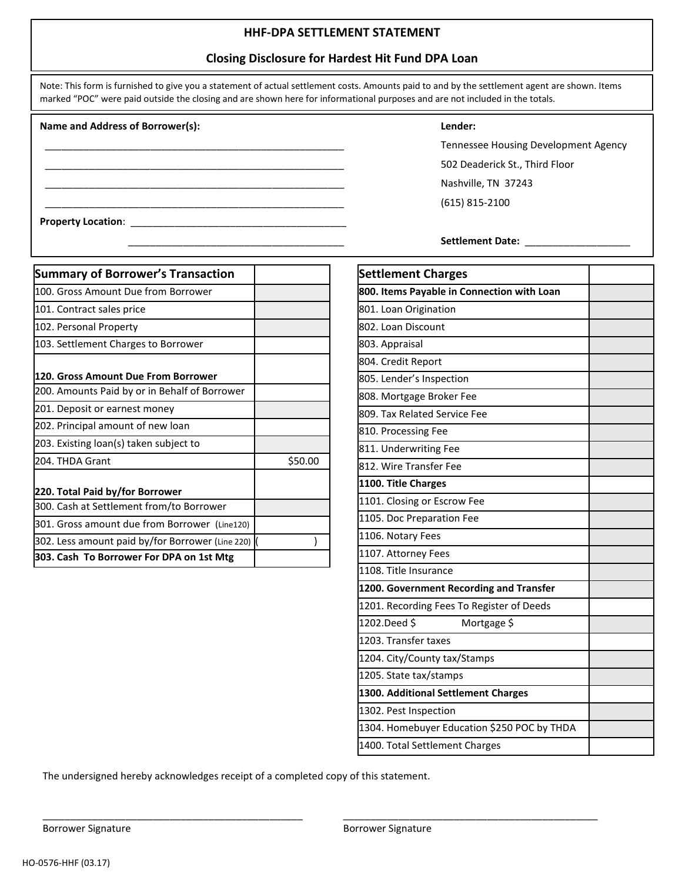# HHF-DPA SETTLEMENT STATEMENT

## Closing Disclosure for Hardest Hit Fund DPA Loan

Note: This form is furnished to give you a statement of actual settlement costs. Amounts paid to and by the settlement agent are shown. Items marked "POC" were paid outside the closing and are shown here for informational purposes and are not included in the totals.

**Name and Address of Borrower(s):**

_______________________________________________________

_______________________________________________________

_______________________________________________________

_______________________________________________________

**Property Location**: ________________________________________

________________________________________

**Lender:**

Tennessee Housing Development Agency

502 Deaderick St., Third Floor

Nashville, TN 37243

(615) 815-2100

**Settlement Date:** ___________________

| Summary of Borrower's Transaction | |
|---|---|
| 100. Gross Amount Due from Borrower | |
| 101. Contract sales price | |
| 102. Personal Property | |
| 103. Settlement Charges to Borrower | |
| **120. Gross Amount Due From Borrower** | |
| 200. Amounts Paid by or in Behalf of Borrower | |
| 201. Deposit or earnest money | |
| 202. Principal amount of new loan | |
| 203. Existing loan(s) taken subject to | |
| 204. THDA Grant | $50.00 |
| **220. Total Paid by/for Borrower** | |
| 300. Cash at Settlement from/to Borrower | |
| 301. Gross amount due from Borrower (Line120) | |
| 302. Less amount paid by/for Borrower (Line 220) | ( ) |
| **303. Cash To Borrower For DPA on 1st Mtg** | |

| Settlement Charges | |
|---|---|
| **800. Items Payable in Connection with Loan** | |
| 801. Loan Origination | |
| 802. Loan Discount | |
| 803. Appraisal | |
| 804. Credit Report | |
| 805. Lender's Inspection | |
| 808. Mortgage Broker Fee | |
| 809. Tax Related Service Fee | |
| 810. Processing Fee | |
| 811. Underwriting Fee | |
| 812. Wire Transfer Fee | |
| **1100. Title Charges** | |
| 1101. Closing or Escrow Fee | |
| 1105. Doc Preparation Fee | |
| 1106. Notary Fees | |
| 1107. Attorney Fees | |
| 1108. Title Insurance | |
| **1200. Government Recording and Transfer** | |
| 1201. Recording Fees To Register of Deeds | |
| 1202.Deed $ Mortgage $ | |
| 1203. Transfer taxes | |
| 1204. City/County tax/Stamps | |
| 1205. State tax/stamps | |
| **1300. Additional Settlement Charges** | |
| 1302. Pest Inspection | |
| 1304. Homebuyer Education $250 POC by THDA | |
| 1400. Total Settlement Charges | |

The undersigned hereby acknowledges receipt of a completed copy of this statement.

_______________________________________________ Borrower Signature

_______________________________________________ Borrower Signature

HO-0576-HHF (03.17)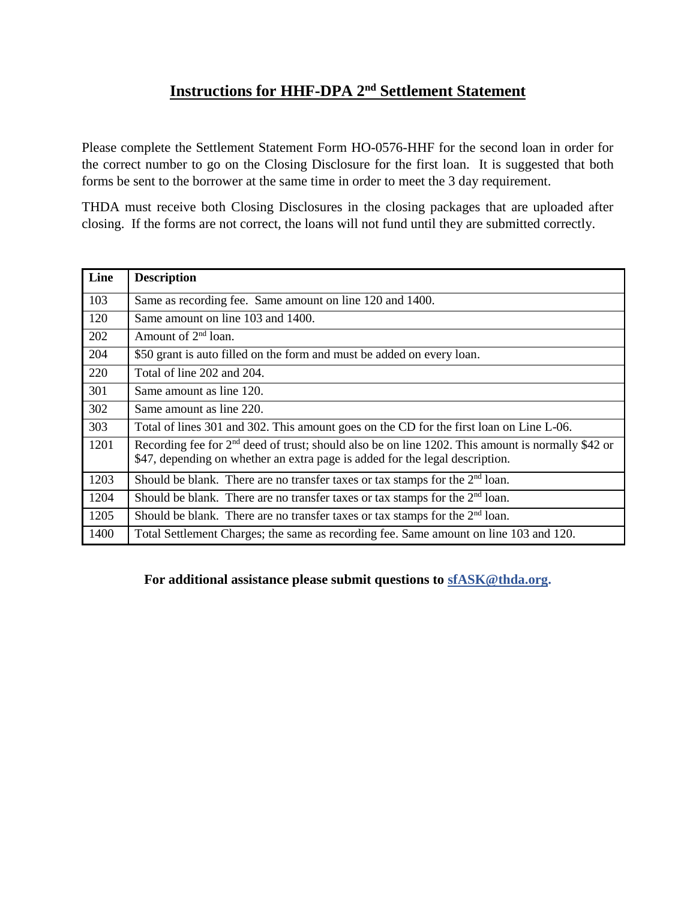# Instructions for HHF-DPA 2nd Settlement Statement

Please complete the Settlement Statement Form HO-0576-HHF for the second loan in order for the correct number to go on the Closing Disclosure for the first loan. It is suggested that both forms be sent to the borrower at the same time in order to meet the 3 day requirement.

THDA must receive both Closing Disclosures in the closing packages that are uploaded after closing. If the forms are not correct, the loans will not fund until they are submitted correctly.

| Line | Description |
|---|---|
| 103 | Same as recording fee. Same amount on line 120 and 1400. |
| 120 | Same amount on line 103 and 1400. |
| 202 | Amount of 2nd loan. |
| 204 | $50 grant is auto filled on the form and must be added on every loan. |
| 220 | Total of line 202 and 204. |
| 301 | Same amount as line 120. |
| 302 | Same amount as line 220. |
| 303 | Total of lines 301 and 302. This amount goes on the CD for the first loan on Line L-06. |
| 1201 | Recording fee for 2nd deed of trust; should also be on line 1202. This amount is normally $42 or $47, depending on whether an extra page is added for the legal description. |
| 1203 | Should be blank. There are no transfer taxes or tax stamps for the 2nd loan. |
| 1204 | Should be blank. There are no transfer taxes or tax stamps for the 2nd loan. |
| 1205 | Should be blank. There are no transfer taxes or tax stamps for the 2nd loan. |
| 1400 | Total Settlement Charges; the same as recording fee. Same amount on line 103 and 120. |

**For additional assistance please submit questions to [sfASK@thda.org](mailto:sfASK@thda.org).**